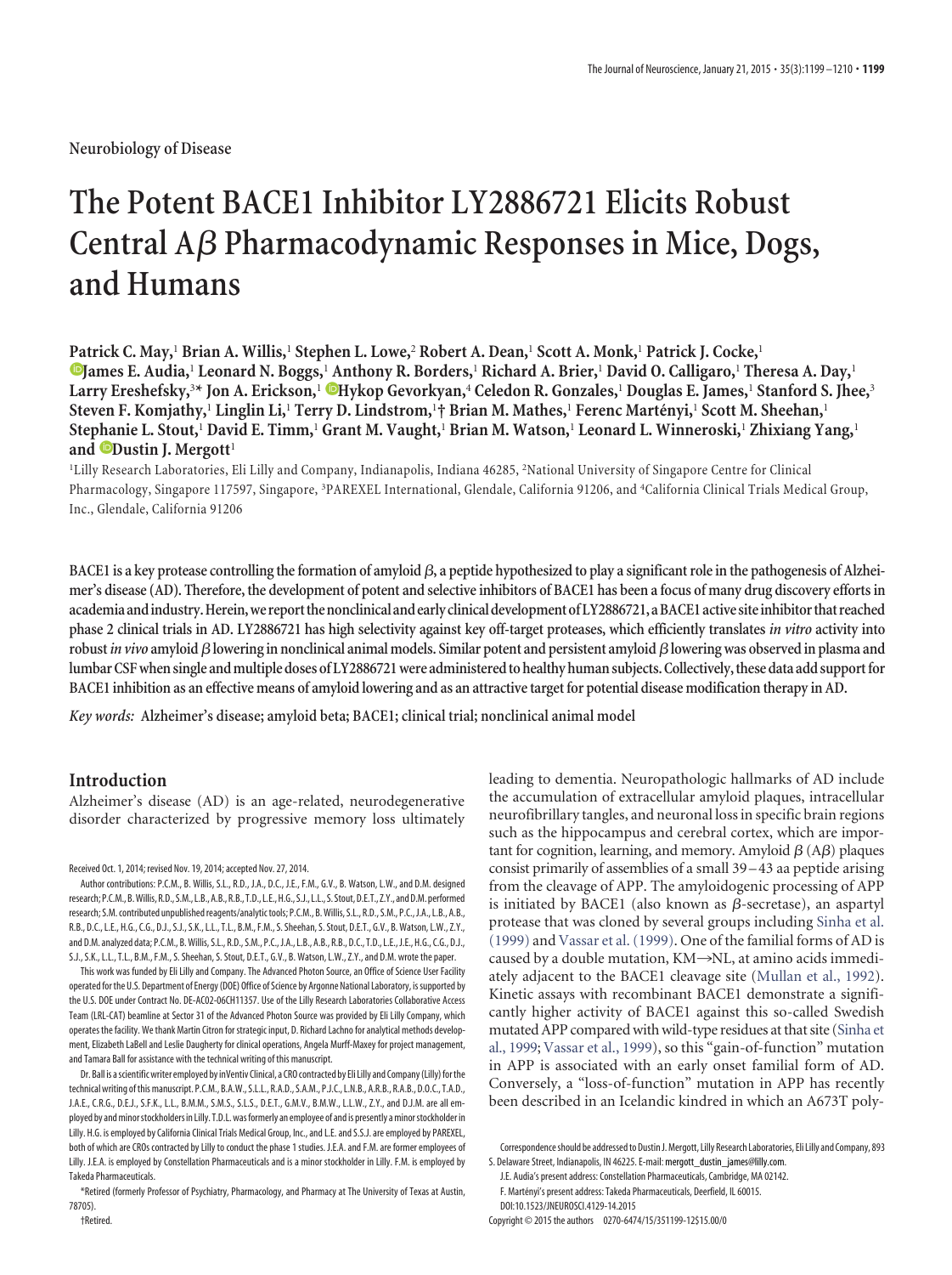Neurobiology of Disease

# The Potent BACE1 Inhibitor LY2886721 Elicits Robust Central Aβ Pharmacodynamic Responses in Mice, Dogs, and Humans

**Patrick C. May,[1] Brian A. Willis,[1] Stephen L. Lowe,[2] Robert A. Dean,[1] Scott A. Monk,[1] Patrick J. Cocke,[1] James E. Audia,[1] Leonard N. Boggs,[1] Anthony R. Borders,[1] Richard A. Brier,[1] David O. Calligaro,[1] Theresa A. Day,[1] Larry Ereshefsky,[3]* Jon A. Erickson,[1] Hykop Gevorkyan,[4] Celedon R. Gonzales,[1] Douglas E. James,[1] Stanford S. Jhee,[3] Steven F. Komjathy,[1] Linglin Li,[1] Terry D. Lindstrom,[1]† Brian M. Mathes,[1] Ferenc Martényi,[1] Scott M. Sheehan,[1] Stephanie L. Stout,[1] David E. Timm,[1] Grant M. Vaught,[1] Brian M. Watson,[1] Leonard L. Winneroski,[1] Zhixiang Yang,[1] and Dustin J. Mergott[1]**

[1]Lilly Research Laboratories, Eli Lilly and Company, Indianapolis, Indiana 46285, [2]National University of Singapore Centre for Clinical Pharmacology, Singapore 117597, Singapore, [3]PAREXEL International, Glendale, California 91206, and [4]California Clinical Trials Medical Group, Inc., Glendale, California 91206

**BACE1 is a key protease controlling the formation of amyloid β, a peptide hypothesized to play a significant role in the pathogenesis of Alzheimer's disease (AD). Therefore, the development of potent and selective inhibitors of BACE1 has been a focus of many drug discovery efforts in academia and industry. Herein, we report the nonclinical and early clinical development of LY2886721, a BACE1 active site inhibitor that reached phase 2 clinical trials in AD. LY2886721 has high selectivity against key off-target proteases, which efficiently translates *in vitro* activity into robust *in vivo* amyloid β lowering in nonclinical animal models. Similar potent and persistent amyloid β lowering was observed in plasma and lumbar CSF when single and multiple doses of LY2886721 were administered to healthy human subjects. Collectively, these data add support for BACE1 inhibition as an effective means of amyloid lowering and as an attractive target for potential disease modification therapy in AD.**

*Key words:* Alzheimer's disease; amyloid beta; BACE1; clinical trial; nonclinical animal model

## Introduction

Alzheimer's disease (AD) is an age-related, neurodegenerative disorder characterized by progressive memory loss ultimately leading to dementia. Neuropathologic hallmarks of AD include the accumulation of extracellular amyloid plaques, intracellular neurofibrillary tangles, and neuronal loss in specific brain regions such as the hippocampus and cerebral cortex, which are important for cognition, learning, and memory. Amyloid β (Aβ) plaques consist primarily of assemblies of a small 39–43 aa peptide arising from the cleavage of APP. The amyloidogenic processing of APP is initiated by BACE1 (also known as β-secretase), an aspartyl protease that was cloned by several groups including Sinha et al. (1999) and Vassar et al. (1999). One of the familial forms of AD is caused by a double mutation, KM→NL, at amino acids immediately adjacent to the BACE1 cleavage site (Mullan et al., 1992). Kinetic assays with recombinant BACE1 demonstrate a significantly higher activity of BACE1 against this so-called Swedish mutated APP compared with wild-type residues at that site (Sinha et al., 1999; Vassar et al., 1999), so this "gain-of-function" mutation in APP is associated with an early onset familial form of AD. Conversely, a "loss-of-function" mutation in APP has recently been described in an Icelandic kindred in which an A673T poly-

Received Oct. 1, 2014; revised Nov. 19, 2014; accepted Nov. 27, 2014.

Author contributions: P.C.M., B.A.W., S.L.L., R.A.D., S.A.M., P.J.C., L.N.B., A.R.B., R.A.B., D.O.C., T.A.D., J.A.E., C.R.G., D.E.J., S.F.K., L.L., B.M.M., S.M.S., S.L.S., D.E.T., G.M.V., B.M.W., L.L.W., Z.Y., and D.J.M. designed research; P.C.M., B. Willis, S.L., R.D., J.A., D.C., J.E., F.M., G.V., B. Watson, L.W., and D.M. designed research; P.C.M., B. Willis, S.L., R.D., S.M., L.B., A.B., R.B., T.D., L.E., H.G., S.J., L.L., S. Stout, D.E.T., Z.Y., and D.M. performed research; S.M. contributed unpublished reagents/analytic tools; P.C.M., B. Willis, S.L., R.D., S.M., P.C., J.A., L.B., A.B., R.B., D.C., L.E., H.G., C.G., D.J., S.J., S.K., L.L., T.L., B.M., F.M., S. Sheehan, S. Stout, D.E.T., G.V., B. Watson, L.W., Z.Y., and D.M. analyzed data; P.C.M., B. Willis, S.L., R.D., S.M., P.C., J.A., L.B., A.B., R.B., D.C., T.D., L.E., J.E., H.G., C.G., D.J., S.J., S.K., L.L., T.L., B.M., F.M., S. Sheehan, S. Stout, D.E.T., G.V., B. Watson, L.W., Z.Y., and D.M. wrote the paper.

This work was funded by Eli Lilly and Company. The Advanced Photon Source, an Office of Science User Facility operated for the U.S. Department of Energy (DOE) Office of Science by Argonne National Laboratory, is supported by the U.S. DOE under Contract No. DE-AC02-06CH11357. Use of the Lilly Research Laboratories Collaborative Access Team (LRL-CAT) beamline at Sector 31 of the Advanced Photon Source was provided by Eli Lilly Company, which operates the facility. We thank Martin Citron for strategic input, D. Richard Lachno for analytical methods development, Elizabeth LaBell and Leslie Daugherty for clinical operations, Angela Murff-Maxey for project management, and Tamara Ball for assistance with the technical writing of this manuscript.

Dr. Ball is a scientific writer employed by inVentiv Clinical, a CRO contracted by Eli Lilly and Company (Lilly) for the technical writing of this manuscript. P.C.M., B.A.W., S.L.L., R.A.D., S.A.M., P.J.C., L.N.B., A.R.B., R.A.B., D.O.C., T.A.D., J.A.E., C.R.G., D.E.J., S.F.K., L.L., B.M.M., S.M.S., S.L.S., D.E.T., G.M.V., B.M.W., L.L.W., Z.Y., and D.J.M. are all employed by and minor stockholders in Lilly. T.D.L. was formerly an employee of and is presently a minor stockholder in Lilly. H.G. is employed by California Clinical Trials Medical Group, Inc., and L.E. and S.S.J. are employed by PAREXEL, both of which are CROs contracted by Lilly to conduct the phase 1 studies. J.E.A. and F.M. are former employees of Lilly. J.E.A. is employed by Constellation Pharmaceuticals and is a minor stockholder in Lilly. F.M. is employed by Takeda Pharmaceuticals.

*Retired (formerly Professor of Psychiatry, Pharmacology, and Pharmacy at The University of Texas at Austin, 78705).

†Retired.

Correspondence should be addressed to Dustin J. Mergott, Lilly Research Laboratories, Eli Lilly and Company, 893 S. Delaware Street, Indianapolis, IN 46225. E-mail: mergott_dustin_james@lilly.com.

J.E. Audia's present address: Constellation Pharmaceuticals, Cambridge, MA 02142.

F. Martényi's present address: Takeda Pharmaceuticals, Deerfield, IL 60015.

DOI:10.1523/JNEUROSCI.4129-14.2015

Copyright © 2015 the authors 0270-6474/15/351199-12$15.00/0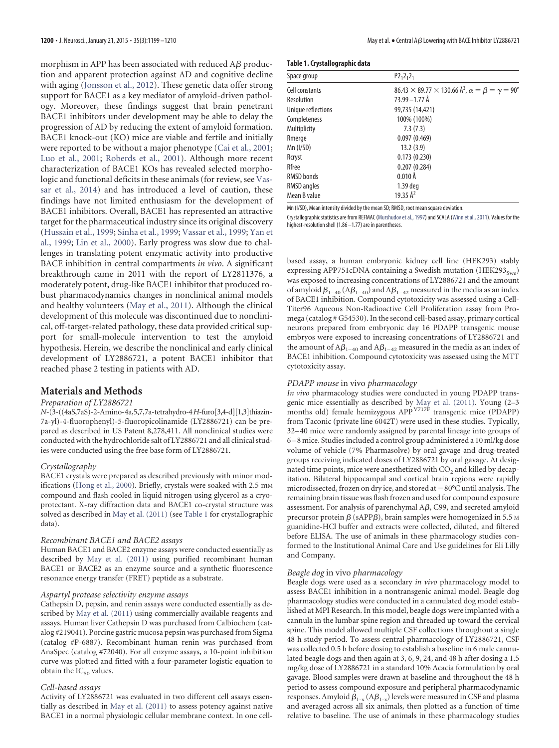morphism in APP has been associated with reduced Aβ production and apparent protection against AD and cognitive decline with aging (Jonsson et al., 2012). These genetic data offer strong support for BACE1 as a key mediator of amyloid-driven pathology. Moreover, these findings suggest that brain penetrant BACE1 inhibitors under development may be able to delay the progression of AD by reducing the extent of amyloid formation. BACE1 knock-out (KO) mice are viable and fertile and initially were reported to be without a major phenotype (Cai et al., 2001; Luo et al., 2001; Roberds et al., 2001). Although more recent characterization of BACE1 KOs has revealed selected morphologic and functional deficits in these animals (for review, see Vassar et al., 2014) and has introduced a level of caution, these findings have not limited enthusiasm for the development of BACE1 inhibitors. Overall, BACE1 has represented an attractive target for the pharmaceutical industry since its original discovery (Hussain et al., 1999; Sinha et al., 1999; Vassar et al., 1999; Yan et al., 1999; Lin et al., 2000). Early progress was slow due to challenges in translating potent enzymatic activity into productive BACE inhibition in central compartments *in vivo*. A significant breakthrough came in 2011 with the report of LY2811376, a moderately potent, drug-like BACE1 inhibitor that produced robust pharmacodynamics changes in nonclinical animal models and healthy volunteers (May et al., 2011). Although the clinical development of this molecule was discontinued due to nonclinical, off-target-related pathology, these data provided critical support for small-molecule intervention to test the amyloid hypothesis. Herein, we describe the nonclinical and early clinical development of LY2886721, a potent BACE1 inhibitor that reached phase 2 testing in patients with AD.

## Materials and Methods

### *Preparation of LY2886721*

*N*-(3-((4aS,7aS)-2-Amino-4a,5,7,7a-tetrahydro-4*H*-furo[3,4-d][1,3]thiazin-7a-yl)-4-fluorophenyl)-5-fluoropicolinamide (LY2886721) can be prepared as described in US Patent 8,278,411. All nonclinical studies were conducted with the hydrochloride salt of LY2886721 and all clinical studies were conducted using the free base form of LY2886721.

### *Crystallography*

BACE1 crystals were prepared as described previously with minor modifications (Hong et al., 2000). Briefly, crystals were soaked with 2.5 mM compound and flash cooled in liquid nitrogen using glycerol as a cryoprotectant. X-ray diffraction data and BACE1 co-crystal structure was solved as described in May et al. (2011) (see Table 1 for crystallographic data).

### *Recombinant BACE1 and BACE2 assays*

Human BACE1 and BACE2 enzyme assays were conducted essentially as described by May et al. (2011) using purified recombinant human BACE1 or BACE2 as an enzyme source and a synthetic fluorescence resonance energy transfer (FRET) peptide as a substrate.

### *Aspartyl protease selectivity enzyme assays*

Cathepsin D, pepsin, and renin assays were conducted essentially as described by May et al. (2011) using commercially available reagents and assays. Human liver Cathepsin D was purchased from Calbiochem (catalog #219041). Porcine gastric mucosa pepsin was purchased from Sigma (catalog #P-6887). Recombinant human renin was purchased from AnaSpec (catalog #72040). For all enzyme assays, a 10-point inhibition curve was plotted and fitted with a four-parameter logistic equation to obtain the $IC_{50}$ values.

### *Cell-based assays*

Activity of LY2886721 was evaluated in two different cell assays essentially as described in May et al. (2011) to assess potency against native BACE1 in a normal physiologic cellular membrane context. In one cell-based assay, a human embryonic kidney cell line (HEK293) stably expressing APP751cDNA containing a Swedish mutation ($HEK293_{Swe}$) was exposed to increasing concentrations of LY2886721 and the amount of amyloid $\beta_{1-40}$ ($A\beta_{1-40}$) and $A\beta_{1-42}$ measured in the media as an index of BACE1 inhibition. Compound cytotoxicity was assessed using a CellTiter96 Aqueous Non-Radioactive Cell Proliferation assay from Promega (catalog # G54530). In the second cell-based assay, primary cortical neurons prepared from embryonic day 16 PDAPP transgenic mouse embryos were exposed to increasing concentrations of LY2886721 and the amount of $A\beta_{1-40}$ and $A\beta_{1-42}$ measured in the media as an index of BACE1 inhibition. Compound cytotoxicity was assessed using the MTT cytotoxicity assay.

**Table 1. Crystallographic data**

| Space group | $P2_12_12_1$ |
|---|---|
| Cell constants | $86.43 \times 89.77 \times 130.66$ Å$^3$, $\alpha = \beta = \gamma = 90°$ |
| Resolution | 73.99–1.77 Å |
| Unique reflections | 99,735 (14,421) |
| Completeness | 100% (100%) |
| Multiplicity | 7.3 (7.3) |
| Rmerge | 0.097 (0.469) |
| Mn (I/SD) | 13.2 (3.9) |
| Rcryst | 0.173 (0.230) |
| Rfree | 0.207 (0.284) |
| RMSD bonds | 0.010 Å |
| RMSD angles | 1.39 deg |
| Mean B value | 19.35 Å$^2$ |

Mn (I/SD), Mean intensity divided by the mean SD; RMSD, root mean square deviation.

Crystallographic statistics are from REFMAC (Murshudov et al., 1997) and SCALA (Winn et al., 2011). Values for the highest-resolution shell (1.86–1.77) are in parentheses.

### *PDAPP mouse* in vivo *pharmacology*

*In vivo* pharmacology studies were conducted in young PDAPP transgenic mice essentially as described by May et al. (2011). Young (2–3 months old) female hemizygous $APP^{V717F}$ transgenic mice (PDAPP) from Taconic (private line 6042T) were used in these studies. Typically, 32–40 mice were randomly assigned by parental lineage into groups of 6–8 mice. Studies included a control group administered a 10 ml/kg dose volume of vehicle (7% Pharmasolve) by oral gavage and drug-treated groups receiving indicated doses of LY2886721 by oral gavage. At designated time points, mice were anesthetized with $CO_2$ and killed by decapitation. Bilateral hippocampal and cortical brain regions were rapidly microdissected, frozen on dry ice, and stored at −80°C until analysis. The remaining brain tissue was flash frozen and used for compound exposure assessment. For analysis of parenchymal Aβ, C99, and secreted amyloid precursor protein β (sAPPβ), brain samples were homogenized in 5.5 M guanidine-HCl buffer and extracts were collected, diluted, and filtered before ELISA. The use of animals in these pharmacology studies conformed to the Institutional Animal Care and Use guidelines for Eli Lilly and Company.

### *Beagle dog* in vivo *pharmacology*

Beagle dogs were used as a secondary *in vivo* pharmacology model to assess BACE1 inhibition in a nontransgenic animal model. Beagle dog pharmacology studies were conducted in a cannulated dog model established at MPI Research. In this model, beagle dogs were implanted with a cannula in the lumbar spine region and threaded up toward the cervical spine. This model allowed multiple CSF collections throughout a single 48 h study period. To assess central pharmacology of LY2886721, CSF was collected 0.5 h before dosing to establish a baseline in 6 male cannulated beagle dogs and then again at 3, 6, 9, 24, and 48 h after dosing a 1.5 mg/kg dose of LY2886721 in a standard 10% Acacia formulation by oral gavage. Blood samples were drawn at baseline and throughout the 48 h period to assess compound exposure and peripheral pharmacodynamic responses. Amyloid $\beta_{1-x}$ ($A\beta_{1-x}$) levels were measured in CSF and plasma and averaged across all six animals, then plotted as a function of time relative to baseline. The use of animals in these pharmacology studies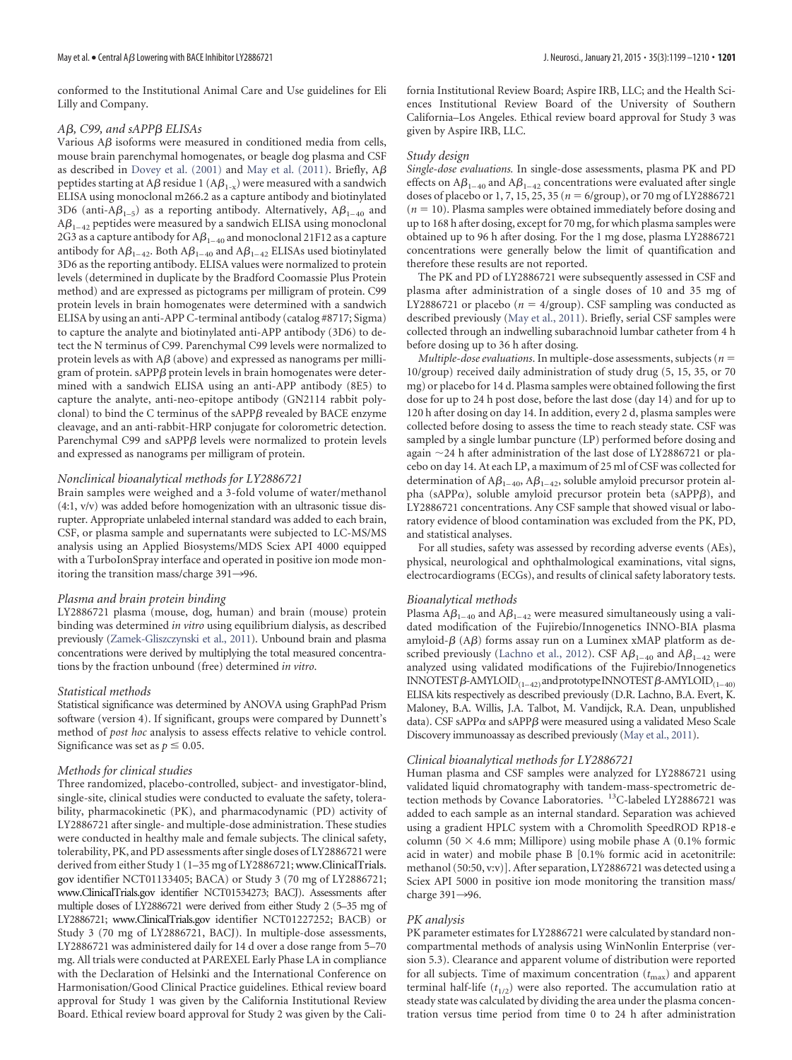conformed to the Institutional Animal Care and Use guidelines for Eli Lilly and Company.

### *Aβ, C99, and sAPPβ ELISAs*

Various Aβ isoforms were measured in conditioned media from cells, mouse brain parenchymal homogenates, or beagle dog plasma and CSF as described in Dovey et al. (2001) and May et al. (2011). Briefly, Aβ peptides starting at Aβ residue 1 ($A\beta_{1-x}$) were measured with a sandwich ELISA using monoclonal m266.2 as a capture antibody and biotinylated 3D6 (anti-$A\beta_{1-5}$) as a reporting antibody. Alternatively, $A\beta_{1-40}$ and $A\beta_{1-42}$ peptides were measured by a sandwich ELISA using monoclonal 2G3 as a capture antibody for $A\beta_{1-40}$ and monoclonal 21F12 as a capture antibody for $A\beta_{1-42}$. Both $A\beta_{1-40}$ and $A\beta_{1-42}$ ELISAs used biotinylated 3D6 as the reporting antibody. ELISA values were normalized to protein levels (determined in duplicate by the Bradford Coomassie Plus Protein method) and are expressed as picograms per milligram of protein. C99 protein levels in brain homogenates were determined with a sandwich ELISA by using an anti-APP C-terminal antibody (catalog #8717; Sigma) to capture the analyte and biotinylated anti-APP antibody (3D6) to detect the N terminus of C99. Parenchymal C99 levels were normalized to protein levels as with Aβ (above) and expressed as nanograms per milligram of protein. sAPPβ protein levels in brain homogenates were determined with a sandwich ELISA using an anti-APP antibody (8E5) to capture the analyte, anti-neo-epitope antibody (GN2114 rabbit polyclonal) to bind the C terminus of the sAPPβ revealed by BACE enzyme cleavage, and an anti-rabbit-HRP conjugate for colorometric detection. Parenchymal C99 and sAPPβ levels were normalized to protein levels and expressed as nanograms per milligram of protein.

### *Nonclinical bioanalytical methods for LY2886721*

Brain samples were weighed and a 3-fold volume of water/methanol (4:1, v/v) was added before homogenization with an ultrasonic tissue disrupter. Appropriate unlabeled internal standard was added to each brain, CSF, or plasma sample and supernatants were subjected to LC-MS/MS analysis using an Applied Biosystems/MDS Sciex API 4000 equipped with a TurboIonSpray interface and operated in positive ion mode monitoring the transition mass/charge 391→96.

### *Plasma and brain protein binding*

LY2886721 plasma (mouse, dog, human) and brain (mouse) protein binding was determined *in vitro* using equilibrium dialysis, as described previously (Zamek-Gliszczynski et al., 2011). Unbound brain and plasma concentrations were derived by multiplying the total measured concentrations by the fraction unbound (free) determined *in vitro*.

### *Statistical methods*

Statistical significance was determined by ANOVA using GraphPad Prism software (version 4). If significant, groups were compared by Dunnett's method of *post hoc* analysis to assess effects relative to vehicle control. Significance was set as $p \leq 0.05$.

### *Methods for clinical studies*

Three randomized, placebo-controlled, subject- and investigator-blind, single-site, clinical studies were conducted to evaluate the safety, tolerability, pharmacokinetic (PK), and pharmacodynamic (PD) activity of LY2886721 after single- and multiple-dose administration. These studies were conducted in healthy male and female subjects. The clinical safety, tolerability, PK, and PD assessments after single doses of LY2886721 were derived from either Study 1 (1–35 mg of LY2886721; www.ClinicalTrials.gov identifier NCT01133405; BACA) or Study 3 (70 mg of LY2886721; www.ClinicalTrials.gov identifier NCT01534273; BACJ). Assessments after multiple doses of LY2886721 were derived from either Study 2 (5–35 mg of LY2886721; www.ClinicalTrials.gov identifier NCT01227252; BACB) or Study 3 (70 mg of LY2886721, BACJ). In multiple-dose assessments, LY2886721 was administered daily for 14 d over a dose range from 5–70 mg. All trials were conducted at PAREXEL Early Phase LA in compliance with the Declaration of Helsinki and the International Conference on Harmonisation/Good Clinical Practice guidelines. Ethical review board approval for Study 1 was given by the California Institutional Review Board. Ethical review board approval for Study 2 was given by the California Institutional Review Board; Aspire IRB, LLC; and the Health Sciences Institutional Review Board of the University of Southern California–Los Angeles. Ethical review board approval for Study 3 was given by Aspire IRB, LLC.

### *Study design*

*Single-dose evaluations.* In single-dose assessments, plasma PK and PD effects on $A\beta_{1-40}$ and $A\beta_{1-42}$ concentrations were evaluated after single doses of placebo or 1, 7, 15, 25, 35 ($n = 6$/group), or 70 mg of LY2886721 ($n = 10$). Plasma samples were obtained immediately before dosing and up to 168 h after dosing, except for 70 mg, for which plasma samples were obtained up to 96 h after dosing. For the 1 mg dose, plasma LY2886721 concentrations were generally below the limit of quantification and therefore these results are not reported.

The PK and PD of LY2886721 were subsequently assessed in CSF and plasma after administration of a single doses of 10 and 35 mg of LY2886721 or placebo ($n = 4$/group). CSF sampling was conducted as described previously (May et al., 2011). Briefly, serial CSF samples were collected through an indwelling subarachnoid lumbar catheter from 4 h before dosing up to 36 h after dosing.

*Multiple-dose evaluations.* In multiple-dose assessments, subjects ($n = 10$/group) received daily administration of study drug (5, 15, 35, or 70 mg) or placebo for 14 d. Plasma samples were obtained following the first dose for up to 24 h post dose, before the last dose (day 14) and for up to 120 h after dosing on day 14. In addition, every 2 d, plasma samples were collected before dosing to assess the time to reach steady state. CSF was sampled by a single lumbar puncture (LP) performed before dosing and again ~24 h after administration of the last dose of LY2886721 or placebo on day 14. At each LP, a maximum of 25 ml of CSF was collected for determination of $A\beta_{1-40}$, $A\beta_{1-42}$, soluble amyloid precursor protein alpha (sAPPα), soluble amyloid precursor protein beta (sAPPβ), and LY2886721 concentrations. Any CSF sample that showed visual or laboratory evidence of blood contamination was excluded from the PK, PD, and statistical analyses.

For all studies, safety was assessed by recording adverse events (AEs), physical, neurological and ophthalmological examinations, vital signs, electrocardiograms (ECGs), and results of clinical safety laboratory tests.

### *Bioanalytical methods*

Plasma $A\beta_{1-40}$ and $A\beta_{1-42}$ were measured simultaneously using a validated modification of the Fujirebio/Innogenetics INNO-BIA plasma amyloid-β (Aβ) forms assay run on a Luminex xMAP platform as described previously (Lachno et al., 2012). CSF $A\beta_{1-40}$ and $A\beta_{1-42}$ were analyzed using validated modifications of the Fujirebio/Innogenetics INNOTEST β-AMYLOID$_{(1-42)}$ and prototype INNOTEST β-AMYLOID$_{(1-40)}$ ELISA kits respectively as described previously (D.R. Lachno, B.A. Evert, K. Maloney, B.A. Willis, J.A. Talbot, M. Vandijck, R.A. Dean, unpublished data). CSF sAPPα and sAPPβ were measured using a validated Meso Scale Discovery immunoassay as described previously (May et al., 2011).

### *Clinical bioanalytical methods for LY2886721*

Human plasma and CSF samples were analyzed for LY2886721 using validated liquid chromatography with tandem-mass-spectrometric detection methods by Covance Laboratories. $^{13}C$-labeled LY2886721 was added to each sample as an internal standard. Separation was achieved using a gradient HPLC system with a Chromolith SpeedROD RP18-e column (50 × 4.6 mm; Millipore) using mobile phase A (0.1% formic acid in water) and mobile phase B [0.1% formic acid in acetonitrile: methanol (50:50, v:v)]. After separation, LY2886721 was detected using a Sciex API 5000 in positive ion mode monitoring the transition mass/charge 391→96.

### *PK analysis*

PK parameter estimates for LY2886721 were calculated by standard noncompartmental methods of analysis using WinNonlin Enterprise (version 5.3). Clearance and apparent volume of distribution were reported for all subjects. Time of maximum concentration ($t_{max}$) and apparent terminal half-life ($t_{1/2}$) were also reported. The accumulation ratio at steady state was calculated by dividing the area under the plasma concentration versus time period from time 0 to 24 h after administration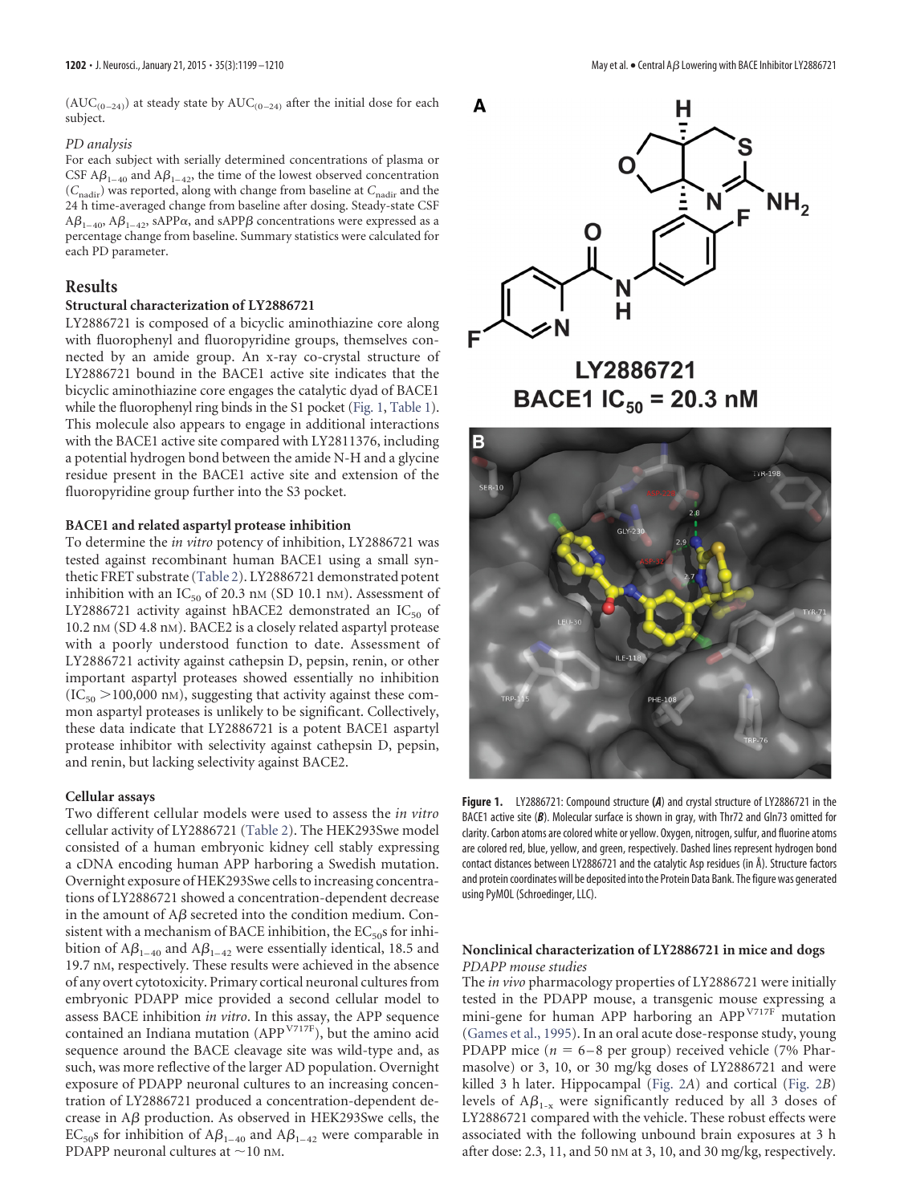($AUC_{(0-24)}$) at steady state by $AUC_{(0-24)}$ after the initial dose for each subject.

*PD analysis*

For each subject with serially determined concentrations of plasma or CSF $A\beta_{1-40}$ and $A\beta_{1-42}$, the time of the lowest observed concentration ($C_{nadir}$) was reported, along with change from baseline at $C_{nadir}$ and the 24 h time-averaged change from baseline after dosing. Steady-state CSF $A\beta_{1-40}$, $A\beta_{1-42}$, sAPP$\alpha$, and sAPP$\beta$ concentrations were expressed as a percentage change from baseline. Summary statistics were calculated for each PD parameter.

## Results

### Structural characterization of LY2886721

LY2886721 is composed of a bicyclic aminothiazine core along with fluorophenyl and fluoropyridine groups, themselves connected by an amide group. An x-ray co-crystal structure of LY2886721 bound in the BACE1 active site indicates that the bicyclic aminothiazine core engages the catalytic dyad of BACE1 while the fluorophenyl ring binds in the S1 pocket (Fig. 1, Table 1). This molecule also appears to engage in additional interactions with the BACE1 active site compared with LY2811376, including a potential hydrogen bond between the amide N-H and a glycine residue present in the BACE1 active site and extension of the fluoropyridine group further into the S3 pocket.

### BACE1 and related aspartyl protease inhibition

To determine the *in vitro* potency of inhibition, LY2886721 was tested against recombinant human BACE1 using a small synthetic FRET substrate (Table 2). LY2886721 demonstrated potent inhibition with an $IC_{50}$ of 20.3 nM (SD 10.1 nM). Assessment of LY2886721 activity against hBACE2 demonstrated an $IC_{50}$ of 10.2 nM (SD 4.8 nM). BACE2 is a closely related aspartyl protease with a poorly understood function to date. Assessment of LY2886721 activity against cathepsin D, pepsin, renin, or other important aspartyl proteases showed essentially no inhibition ($IC_{50}$ >100,000 nM), suggesting that activity against these common aspartyl proteases is unlikely to be significant. Collectively, these data indicate that LY2886721 is a potent BACE1 aspartyl protease inhibitor with selectivity against cathepsin D, pepsin, and renin, but lacking selectivity against BACE2.

### Cellular assays

Two different cellular models were used to assess the *in vitro* cellular activity of LY2886721 (Table 2). The HEK293Swe model consisted of a human embryonic kidney cell stably expressing a cDNA encoding human APP harboring a Swedish mutation. Overnight exposure of HEK293Swe cells to increasing concentrations of LY2886721 showed a concentration-dependent decrease in the amount of A$\beta$ secreted into the condition medium. Consistent with a mechanism of BACE inhibition, the $EC_{50}$s for inhibition of $A\beta_{1-40}$ and $A\beta_{1-42}$ were essentially identical, 18.5 and 19.7 nM, respectively. These results were achieved in the absence of any overt cytotoxicity. Primary cortical neuronal cultures from embryonic PDAPP mice provided a second cellular model to assess BACE inhibition *in vitro*. In this assay, the APP sequence contained an Indiana mutation ($APP^{V717F}$), but the amino acid sequence around the BACE cleavage site was wild-type and, as such, was more reflective of the larger AD population. Overnight exposure of PDAPP neuronal cultures to an increasing concentration of LY2886721 produced a concentration-dependent decrease in A$\beta$ production. As observed in HEK293Swe cells, the $EC_{50}$s for inhibition of $A\beta_{1-40}$ and $A\beta_{1-42}$ were comparable in PDAPP neuronal cultures at ~10 nM.

**A**

LY2886721
BACE1 $IC_{50}$ = 20.3 nM

**B**

**Figure 1.** LY2886721: Compound structure (***A***) and crystal structure of LY2886721 in the BACE1 active site (***B***). Molecular surface is shown in gray, with Thr72 and Gln73 omitted for clarity. Carbon atoms are colored white or yellow. Oxygen, nitrogen, sulfur, and fluorine atoms are colored red, blue, yellow, and green, respectively. Dashed lines represent hydrogen bond contact distances between LY2886721 and the catalytic Asp residues (in Å). Structure factors and protein coordinates will be deposited into the Protein Data Bank. The figure was generated using PyMOL (Schroedinger, LLC).

### Nonclinical characterization of LY2886721 in mice and dogs

*PDAPP mouse studies*

The *in vivo* pharmacology properties of LY2886721 were initially tested in the PDAPP mouse, a transgenic mouse expressing a mini-gene for human APP harboring an $APP^{V717F}$ mutation (Games et al., 1995). In an oral acute dose-response study, young PDAPP mice ($n$ = 6–8 per group) received vehicle (7% Pharmasolve) or 3, 10, or 30 mg/kg doses of LY2886721 and were killed 3 h later. Hippocampal (Fig. 2A) and cortical (Fig. 2B) levels of $A\beta_{1-x}$ were significantly reduced by all 3 doses of LY2886721 compared with the vehicle. These robust effects were associated with the following unbound brain exposures at 3 h after dose: 2.3, 11, and 50 nM at 3, 10, and 30 mg/kg, respectively.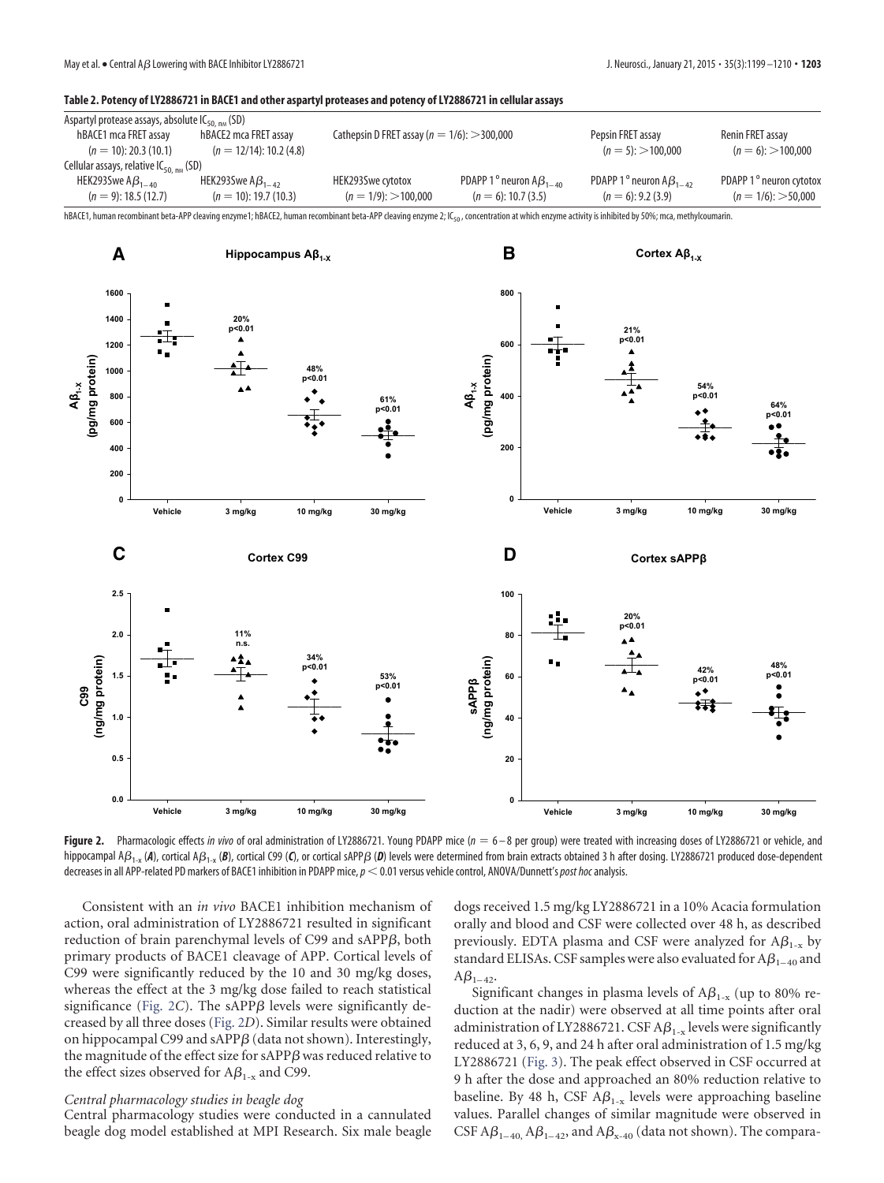**Table 2. Potency of LY2886721 in BACE1 and other aspartyl proteases and potency of LY2886721 in cellular assays**

| | | | | | |
|---|---|---|---|---|---|
| Aspartyl protease assays, absolute $IC_{50, nM}$ (SD) | | | | | |
| hBACE1 mca FRET assay ($n = 10$): 20.3 (10.1) | hBACE2 mca FRET assay ($n = 12/14$): 10.2 (4.8) | Cathepsin D FRET assay ($n = 1/6$): >300,000 | | Pepsin FRET assay ($n = 5$): >100,000 | Renin FRET assay ($n = 6$): >100,000 |
| Cellular assays, relative $IC_{50, nM}$ (SD) | | | | | |
| HEK293Swe $A\beta_{1-40}$ ($n = 9$): 18.5 (12.7) | HEK293Swe $A\beta_{1-42}$ ($n = 10$): 19.7 (10.3) | HEK293Swe cytotox ($n = 1/9$): >100,000 | PDAPP 1° neuron $A\beta_{1-40}$ ($n = 6$): 10.7 (3.5) | PDAPP 1° neuron $A\beta_{1-42}$ ($n = 6$): 9.2 (3.9) | PDAPP 1° neuron cytotox ($n = 1/6$): >50,000 |

hBACE1, human recombinant beta-APP cleaving enzyme1; hBACE2, human recombinant beta-APP cleaving enzyme 2; $IC_{50}$, concentration at which enzyme activity is inhibited by 50%; mca, methylcoumarin.

**Figure 2.** Pharmacologic effects *in vivo* of oral administration of LY2886721. Young PDAPP mice ($n = 6–8$ per group) were treated with increasing doses of LY2886721 or vehicle, and hippocampal $A\beta_{1-x}$ (***A***), cortical $A\beta_{1-x}$ (***B***), cortical C99 (***C***), or cortical sAPPβ (***D***) levels were determined from brain extracts obtained 3 h after dosing. LY2886721 produced dose-dependent decreases in all APP-related PD markers of BACE1 inhibition in PDAPP mice, $p < 0.01$ versus vehicle control, ANOVA/Dunnett's *post hoc* analysis.

Consistent with an *in vivo* BACE1 inhibition mechanism of action, oral administration of LY2886721 resulted in significant reduction of brain parenchymal levels of C99 and sAPPβ, both primary products of BACE1 cleavage of APP. Cortical levels of C99 were significantly reduced by the 10 and 30 mg/kg doses, whereas the effect at the 3 mg/kg dose failed to reach statistical significance (Fig. 2*C*). The sAPPβ levels were significantly decreased by all three doses (Fig. 2*D*). Similar results were obtained on hippocampal C99 and sAPPβ (data not shown). Interestingly, the magnitude of the effect size for sAPPβ was reduced relative to the effect sizes observed for $A\beta_{1-x}$ and C99.

*Central pharmacology studies in beagle dog*

Central pharmacology studies were conducted in a cannulated beagle dog model established at MPI Research. Six male beagle dogs received 1.5 mg/kg LY2886721 in a 10% Acacia formulation orally and blood and CSF were collected over 48 h, as described previously. EDTA plasma and CSF were analyzed for $A\beta_{1-x}$ by standard ELISAs. CSF samples were also evaluated for $A\beta_{1-40}$ and $A\beta_{1-42}$.

Significant changes in plasma levels of $A\beta_{1-x}$ (up to 80% reduction at the nadir) were observed at all time points after oral administration of LY2886721. CSF $A\beta_{1-x}$ levels were significantly reduced at 3, 6, 9, and 24 h after oral administration of 1.5 mg/kg LY2886721 (Fig. 3). The peak effect observed in CSF occurred at 9 h after the dose and approached an 80% reduction relative to baseline. By 48 h, CSF $A\beta_{1-x}$ levels were approaching baseline values. Parallel changes of similar magnitude were observed in CSF $A\beta_{1-40}$, $A\beta_{1-42}$, and $A\beta_{x-40}$ (data not shown). The compara-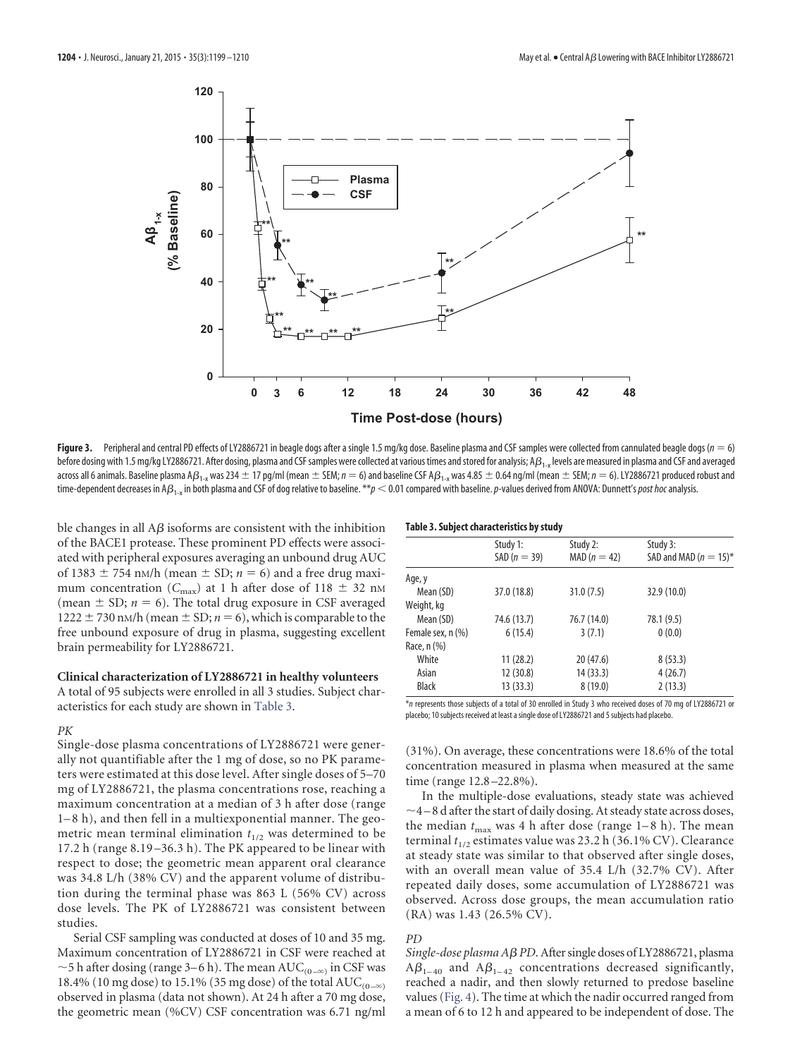**Figure 3.** Peripheral and central PD effects of LY2886721 in beagle dogs after a single 1.5 mg/kg dose. Baseline plasma and CSF samples were collected from cannulated beagle dogs ($n = 6$) before dosing with 1.5 mg/kg LY2886721. After dosing, plasma and CSF samples were collected at various times and stored for analysis; A$\beta_{1-x}$ levels are measured in plasma and CSF and averaged across all 6 animals. Baseline plasma A$\beta_{1-x}$ was 234 ± 17 pg/ml (mean ± SEM; $n = 6$) and baseline CSF A$\beta_{1-x}$ was 4.85 ± 0.64 ng/ml (mean ± SEM; $n = 6$). LY2886721 produced robust and time-dependent decreases in A$\beta_{1-x}$ in both plasma and CSF of dog relative to baseline. **$p < 0.01$ compared with baseline. $p$-values derived from ANOVA: Dunnett's *post hoc* analysis.

ble changes in all Aβ isoforms are consistent with the inhibition of the BACE1 protease. These prominent PD effects were associated with peripheral exposures averaging an unbound drug AUC of 1383 ± 754 nM/h (mean ± SD; $n = 6$) and a free drug maximum concentration ($C_{max}$) at 1 h after dose of 118 ± 32 nM (mean ± SD; $n = 6$). The total drug exposure in CSF averaged 1222 ± 730 nM/h (mean ± SD; $n = 6$), which is comparable to the free unbound exposure of drug in plasma, suggesting excellent brain permeability for LY2886721.

### Clinical characterization of LY2886721 in healthy volunteers

A total of 95 subjects were enrolled in all 3 studies. Subject characteristics for each study are shown in Table 3.

*PK*

Single-dose plasma concentrations of LY2886721 were generally not quantifiable after the 1 mg of dose, so no PK parameters were estimated at this dose level. After single doses of 5–70 mg of LY2886721, the plasma concentrations rose, reaching a maximum concentration at a median of 3 h after dose (range 1–8 h), and then fell in a multiexponential manner. The geometric mean terminal elimination $t_{1/2}$ was determined to be 17.2 h (range 8.19–36.3 h). The PK appeared to be linear with respect to dose; the geometric mean apparent oral clearance was 34.8 L/h (38% CV) and the apparent volume of distribution during the terminal phase was 863 L (56% CV) across dose levels. The PK of LY2886721 was consistent between studies.

Serial CSF sampling was conducted at doses of 10 and 35 mg. Maximum concentration of LY2886721 in CSF were reached at ~5 h after dosing (range 3–6 h). The mean $AUC_{(0-\infty)}$ in CSF was 18.4% (10 mg dose) to 15.1% (35 mg dose) of the total $AUC_{(0-\infty)}$ observed in plasma (data not shown). At 24 h after a 70 mg dose, the geometric mean (%CV) CSF concentration was 6.71 ng/ml (31%). On average, these concentrations were 18.6% of the total concentration measured in plasma when measured at the same time (range 12.8–22.8%).

In the multiple-dose evaluations, steady state was achieved ~4–8 d after the start of daily dosing. At steady state across doses, the median $t_{max}$ was 4 h after dose (range 1–8 h). The mean terminal $t_{1/2}$ estimates value was 23.2 h (36.1% CV). Clearance at steady state was similar to that observed after single doses, with an overall mean value of 35.4 L/h (32.7% CV). After repeated daily doses, some accumulation of LY2886721 was observed. Across dose groups, the mean accumulation ratio (RA) was 1.43 (26.5% CV).

**Table 3. Subject characteristics by study**

| | Study 1: SAD ($n = 39$) | Study 2: MAD ($n = 42$) | Study 3: SAD and MAD ($n = 15$)* |
|---|---|---|---|
| Age, y | | | |
| Mean (SD) | 37.0 (18.8) | 31.0 (7.5) | 32.9 (10.0) |
| Weight, kg | | | |
| Mean (SD) | 74.6 (13.7) | 76.7 (14.0) | 78.1 (9.5) |
| Female sex, n (%) | 6 (15.4) | 3 (7.1) | 0 (0.0) |
| Race, n (%) | | | |
| White | 11 (28.2) | 20 (47.6) | 8 (53.3) |
| Asian | 12 (30.8) | 14 (33.3) | 4 (26.7) |
| Black | 13 (33.3) | 8 (19.0) | 2 (13.3) |

*$n$ represents those subjects of a total of 30 enrolled in Study 3 who received doses of 70 mg of LY2886721 or placebo; 10 subjects received at least a single dose of LY2886721 and 5 subjects had placebo.

*PD*

*Single-dose plasma Aβ PD.* After single doses of LY2886721, plasma A$\beta_{1-40}$ and A$\beta_{1-42}$ concentrations decreased significantly, reached a nadir, and then slowly returned to predose baseline values (Fig. 4). The time at which the nadir occurred ranged from a mean of 6 to 12 h and appeared to be independent of dose. The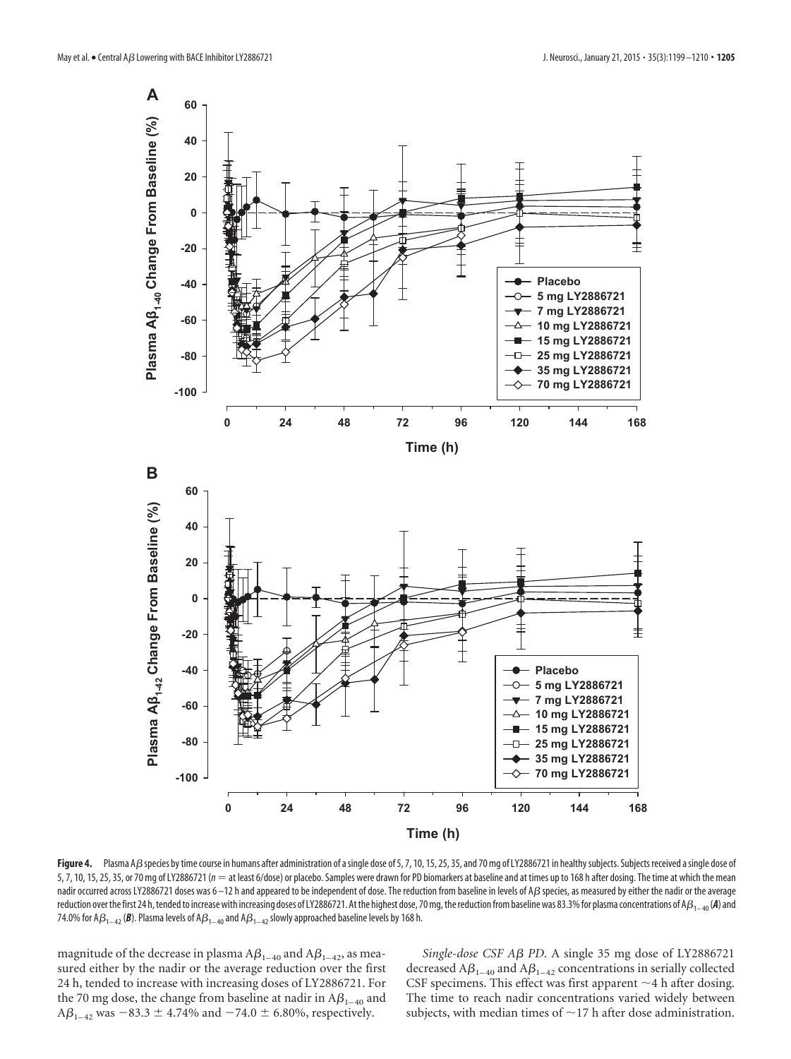**Figure 4.** Plasma A$\beta$ species by time course in humans after administration of a single dose of 5, 7, 10, 15, 25, 35, and 70 mg of LY2886721 in healthy subjects. Subjects received a single dose of 5, 7, 10, 15, 25, 35, or 70 mg of LY2886721 ($n$ = at least 6/dose) or placebo. Samples were drawn for PD biomarkers at baseline and at times up to 168 h after dosing. The time at which the mean nadir occurred across LY2886721 doses was 6–12 h and appeared to be independent of dose. The reduction from baseline in levels of A$\beta$ species, as measured by either the nadir or the average reduction over the first 24 h, tended to increase with increasing doses of LY2886721. At the highest dose, 70 mg, the reduction from baseline was 83.3% for plasma concentrations of A$\beta_{1-40}$ (***A***) and 74.0% for A$\beta_{1-42}$ (***B***). Plasma levels of A$\beta_{1-40}$ and A$\beta_{1-42}$ slowly approached baseline levels by 168 h.

magnitude of the decrease in plasma A$\beta_{1-40}$ and A$\beta_{1-42}$, as measured either by the nadir or the average reduction over the first 24 h, tended to increase with increasing doses of LY2886721. For the 70 mg dose, the change from baseline at nadir in A$\beta_{1-40}$ and A$\beta_{1-42}$ was $-83.3 \pm 4.74\%$ and $-74.0 \pm 6.80\%$, respectively.

*Single-dose CSF A$\beta$ PD.* A single 35 mg dose of LY2886721 decreased A$\beta_{1-40}$ and A$\beta_{1-42}$ concentrations in serially collected CSF specimens. This effect was first apparent ~4 h after dosing. The time to reach nadir concentrations varied widely between subjects, with median times of ~17 h after dose administration.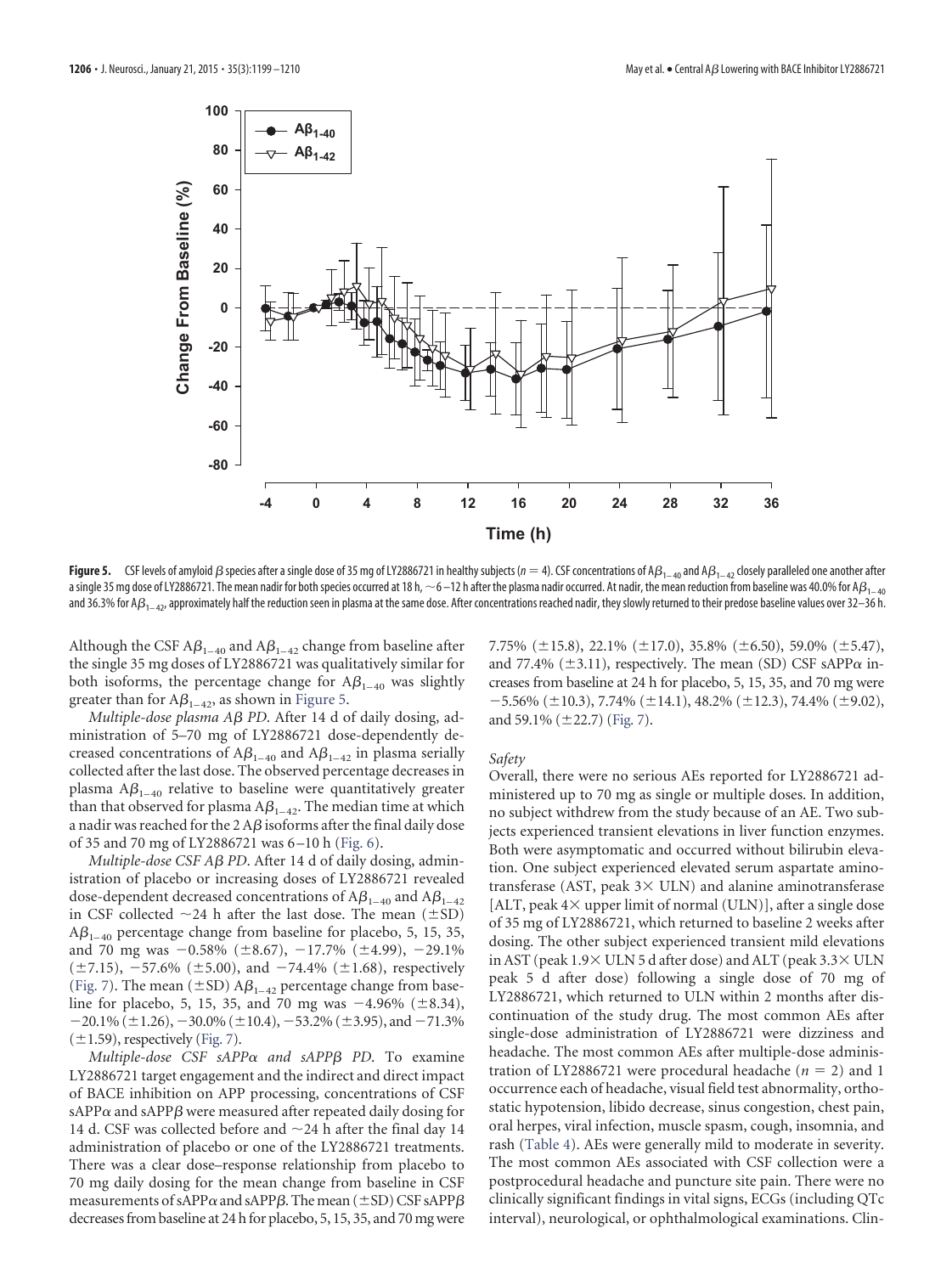**Figure 5.** CSF levels of amyloid $\beta$ species after a single dose of 35 mg of LY2886721 in healthy subjects ($n = 4$). CSF concentrations of $A\beta_{1-40}$ and $A\beta_{1-42}$ closely paralleled one another after a single 35 mg dose of LY2886721. The mean nadir for both species occurred at 18 h, ~6–12 h after the plasma nadir occurred. At nadir, the mean reduction from baseline was 40.0% for $A\beta_{1-40}$ and 36.3% for $A\beta_{1-42}$, approximately half the reduction seen in plasma at the same dose. After concentrations reached nadir, they slowly returned to their predose baseline values over 32–36 h.

Although the CSF $A\beta_{1-40}$ and $A\beta_{1-42}$ change from baseline after the single 35 mg doses of LY2886721 was qualitatively similar for both isoforms, the percentage change for $A\beta_{1-40}$ was slightly greater than for $A\beta_{1-42}$, as shown in Figure 5.

*Multiple-dose plasma Aβ PD*. After 14 d of daily dosing, administration of 5–70 mg of LY2886721 dose-dependently decreased concentrations of $A\beta_{1-40}$ and $A\beta_{1-42}$ in plasma serially collected after the last dose. The observed percentage decreases in plasma $A\beta_{1-40}$ relative to baseline were quantitatively greater than that observed for plasma $A\beta_{1-42}$. The median time at which a nadir was reached for the 2 Aβ isoforms after the final daily dose of 35 and 70 mg of LY2886721 was 6–10 h (Fig. 6).

*Multiple-dose CSF Aβ PD*. After 14 d of daily dosing, administration of placebo or increasing doses of LY2886721 revealed dose-dependent decreased concentrations of $A\beta_{1-40}$ and $A\beta_{1-42}$ in CSF collected ~24 h after the last dose. The mean (±SD) $A\beta_{1-40}$ percentage change from baseline for placebo, 5, 15, 35, and 70 mg was −0.58% (±8.67), −17.7% (±4.99), −29.1% (±7.15), −57.6% (±5.00), and −74.4% (±1.68), respectively (Fig. 7). The mean (±SD) $A\beta_{1-42}$ percentage change from baseline for placebo, 5, 15, 35, and 70 mg was −4.96% (±8.34), −20.1% (±1.26), −30.0% (±10.4), −53.2% (±3.95), and −71.3% (±1.59), respectively (Fig. 7).

*Multiple-dose CSF sAPPα and sAPPβ PD*. To examine LY2886721 target engagement and the indirect and direct impact of BACE inhibition on APP processing, concentrations of CSF sAPPα and sAPPβ were measured after repeated daily dosing for 14 d. CSF was collected before and ~24 h after the final day 14 administration of placebo or one of the LY2886721 treatments. There was a clear dose–response relationship from placebo to 70 mg daily dosing for the mean change from baseline in CSF measurements of sAPPα and sAPPβ. The mean (±SD) CSF sAPPβ decreases from baseline at 24 h for placebo, 5, 15, 35, and 70 mg were 7.75% (±15.8), 22.1% (±17.0), 35.8% (±6.50), 59.0% (±5.47), and 77.4% (±3.11), respectively. The mean (SD) CSF sAPPα increases from baseline at 24 h for placebo, 5, 15, 35, and 70 mg were −5.56% (±10.3), 7.74% (±14.1), 48.2% (±12.3), 74.4% (±9.02), and 59.1% (±22.7) (Fig. 7).

### Safety

Overall, there were no serious AEs reported for LY2886721 administered up to 70 mg as single or multiple doses. In addition, no subject withdrew from the study because of an AE. Two subjects experienced transient elevations in liver function enzymes. Both were asymptomatic and occurred without bilirubin elevation. One subject experienced elevated serum aspartate aminotransferase (AST, peak 3× ULN) and alanine aminotransferase [ALT, peak 4× upper limit of normal (ULN)], after a single dose of 35 mg of LY2886721, which returned to baseline 2 weeks after dosing. The other subject experienced transient mild elevations in AST (peak 1.9× ULN 5 d after dose) and ALT (peak 3.3× ULN peak 5 d after dose) following a single dose of 70 mg of LY2886721, which returned to ULN within 2 months after discontinuation of the study drug. The most common AEs after single-dose administration of LY2886721 were dizziness and headache. The most common AEs after multiple-dose administration of LY2886721 were procedural headache ($n = 2$) and 1 occurrence each of headache, visual field test abnormality, orthostatic hypotension, libido decrease, sinus congestion, chest pain, oral herpes, viral infection, muscle spasm, cough, insomnia, and rash (Table 4). AEs were generally mild to moderate in severity. The most common AEs associated with CSF collection were a postprocedural headache and puncture site pain. There were no clinically significant findings in vital signs, ECGs (including QTc interval), neurological, or ophthalmological examinations. Clin-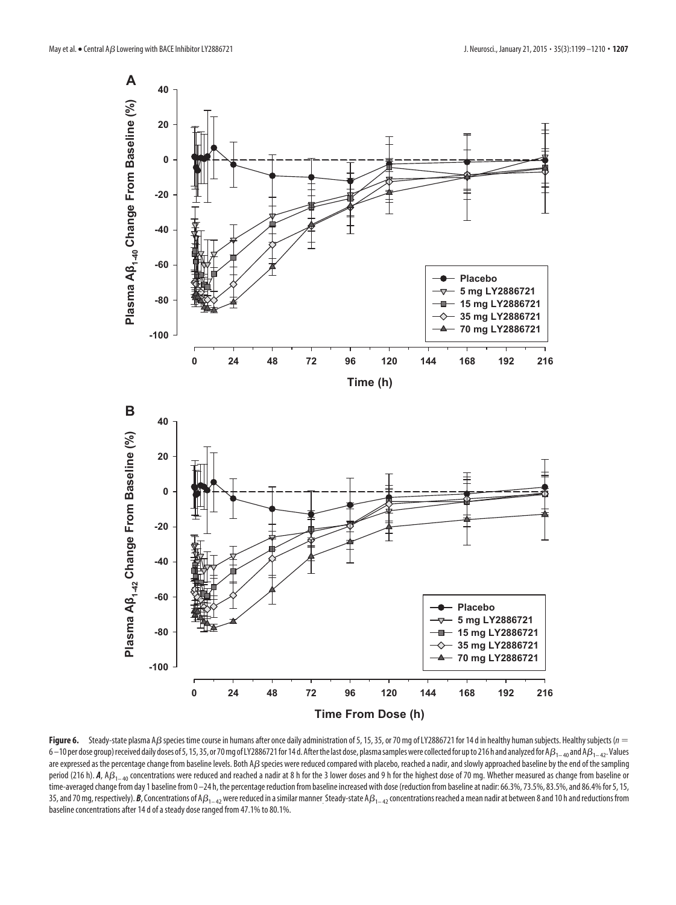**Figure 6.** Steady-state plasma Aβ species time course in humans after once daily administration of 5, 15, 35, or 70 mg of LY2886721 for 14 d in healthy human subjects. Healthy subjects ($n$ = 6–10 per dose group) received daily doses of 5, 15, 35, or 70 mg of LY2886721 for 14 d. After the last dose, plasma samples were collected for up to 216 h and analyzed for $A\beta_{1-40}$ and $A\beta_{1-42}$. Values are expressed as the percentage change from baseline levels. Both Aβ species were reduced compared with placebo, reached a nadir, and slowly approached baseline by the end of the sampling period (216 h). ***A***, $A\beta_{1-40}$ concentrations were reduced and reached a nadir at 8 h for the 3 lower doses and 9 h for the highest dose of 70 mg. Whether measured as change from baseline or time-averaged change from day 1 baseline from 0–24 h, the percentage reduction from baseline increased with dose (reduction from baseline at nadir: 66.3%, 73.5%, 83.5%, and 86.4% for 5, 15, 35, and 70 mg, respectively). ***B***, Concentrations of $A\beta_{1-42}$ were reduced in a similar manner. Steady-state $A\beta_{1-42}$ concentrations reached a mean nadir at between 8 and 10 h and reductions from baseline concentrations after 14 d of a steady dose ranged from 47.1% to 80.1%.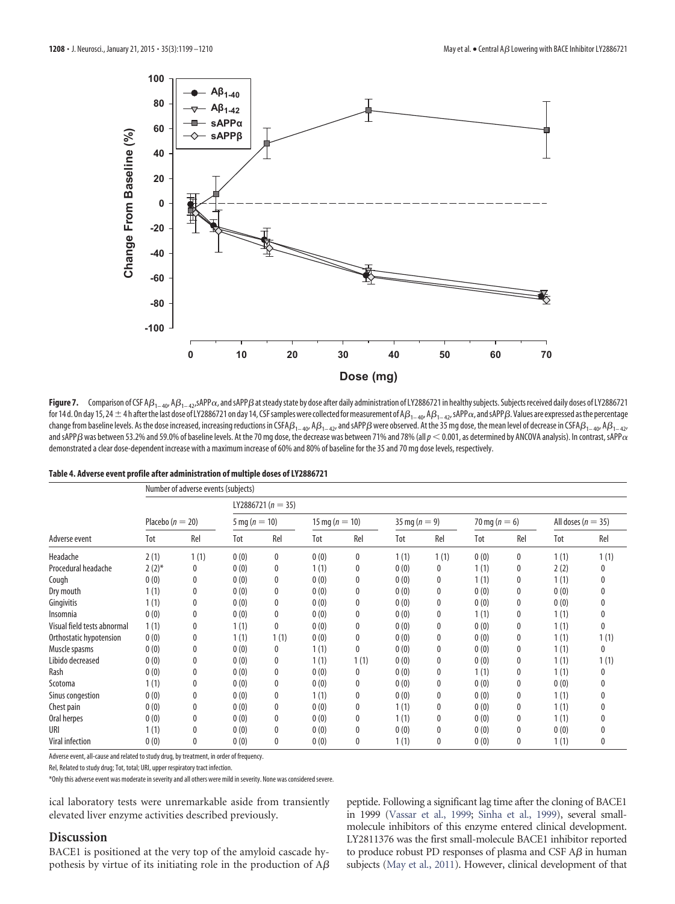**Figure 7.** Comparison of CSF A$\beta_{1-40}$, A$\beta_{1-42}$, sAPP$\alpha$, and sAPP$\beta$ at steady state by dose after daily administration of LY2886721 in healthy subjects. Subjects received daily doses of LY2886721 for 14 d. On day 15, 24 ± 4 h after the last dose of LY2886721 on day 14, CSF samples were collected for measurement of A$\beta_{1-40}$, A$\beta_{1-42}$, sAPP$\alpha$, and sAPP$\beta$. Values are expressed as the percentage change from baseline levels. As the dose increased, increasing reductions in CSF A$\beta_{1-40}$, A$\beta_{1-42}$, and sAPP$\beta$ were observed. At the 35 mg dose, the mean level of decrease in CSF A$\beta_{1-40}$, A$\beta_{1-42}$, and sAPP$\beta$ was between 53.2% and 59.0% of baseline levels. At the 70 mg dose, the decrease was between 71% and 78% (all $p < 0.001$, as determined by ANCOVA analysis). In contrast, sAPP$\alpha$ demonstrated a clear dose-dependent increase with a maximum increase of 60% and 80% of baseline for the 35 and 70 mg dose levels, respectively.

**Table 4. Adverse event profile after administration of multiple doses of LY2886721**

| | Number of adverse events (subjects) | | | | | | | | | | | |
|---|---|---|---|---|---|---|---|---|---|---|---|---|
| | | | LY2886721 ($n = 35$) | | | | | | | | | |
| | Placebo ($n = 20$) | | 5 mg ($n = 10$) | | 15 mg ($n = 10$) | | 35 mg ($n = 9$) | | 70 mg ($n = 6$) | | All doses ($n = 35$) | |
| Adverse event | Tot | Rel | Tot | Rel | Tot | Rel | Tot | Rel | Tot | Rel | Tot | Rel |
| Headache | 2 (1) | 1 (1) | 0 (0) | 0 | 0 (0) | 0 | 1 (1) | 1 (1) | 0 (0) | 0 | 1 (1) | 1 (1) |
| Procedural headache | 2 (2)* | 0 | 0 (0) | 0 | 1 (1) | 0 | 0 (0) | 0 | 1 (1) | 0 | 2 (2) | 0 |
| Cough | 0 (0) | 0 | 0 (0) | 0 | 0 (0) | 0 | 0 (0) | 0 | 1 (1) | 0 | 1 (1) | 0 |
| Dry mouth | 1 (1) | 0 | 0 (0) | 0 | 0 (0) | 0 | 0 (0) | 0 | 0 (0) | 0 | 0 (0) | 0 |
| Gingivitis | 1 (1) | 0 | 0 (0) | 0 | 0 (0) | 0 | 0 (0) | 0 | 0 (0) | 0 | 0 (0) | 0 |
| Insomnia | 0 (0) | 0 | 0 (0) | 0 | 0 (0) | 0 | 0 (0) | 0 | 1 (1) | 0 | 1 (1) | 0 |
| Visual field tests abnormal | 1 (1) | 0 | 1 (1) | 0 | 0 (0) | 0 | 0 (0) | 0 | 0 (0) | 0 | 1 (1) | 0 |
| Orthostatic hypotension | 0 (0) | 0 | 1 (1) | 1 (1) | 0 (0) | 0 | 0 (0) | 0 | 0 (0) | 0 | 1 (1) | 1 (1) |
| Muscle spasms | 0 (0) | 0 | 0 (0) | 0 | 1 (1) | 0 | 0 (0) | 0 | 0 (0) | 0 | 1 (1) | 0 |
| Libido decreased | 0 (0) | 0 | 0 (0) | 0 | 1 (1) | 1 (1) | 0 (0) | 0 | 0 (0) | 0 | 1 (1) | 1 (1) |
| Rash | 0 (0) | 0 | 0 (0) | 0 | 0 (0) | 0 | 0 (0) | 0 | 1 (1) | 0 | 1 (1) | 0 |
| Scotoma | 1 (1) | 0 | 0 (0) | 0 | 0 (0) | 0 | 0 (0) | 0 | 0 (0) | 0 | 0 (0) | 0 |
| Sinus congestion | 0 (0) | 0 | 0 (0) | 0 | 1 (1) | 0 | 0 (0) | 0 | 0 (0) | 0 | 1 (1) | 0 |
| Chest pain | 0 (0) | 0 | 0 (0) | 0 | 0 (0) | 0 | 1 (1) | 0 | 0 (0) | 0 | 1 (1) | 0 |
| Oral herpes | 0 (0) | 0 | 0 (0) | 0 | 0 (0) | 0 | 1 (1) | 0 | 0 (0) | 0 | 1 (1) | 0 |
| URI | 1 (1) | 0 | 0 (0) | 0 | 0 (0) | 0 | 0 (0) | 0 | 0 (0) | 0 | 0 (0) | 0 |
| Viral infection | 0 (0) | 0 | 0 (0) | 0 | 0 (0) | 0 | 1 (1) | 0 | 0 (0) | 0 | 1 (1) | 0 |

Adverse event, all-cause and related to study drug, by treatment, in order of frequency.

Rel, Related to study drug; Tot, total; URI, upper respiratory tract infection.

*Only this adverse event was moderate in severity and all others were mild in severity. None was considered severe.

ical laboratory tests were unremarkable aside from transiently elevated liver enzyme activities described previously.

## Discussion

BACE1 is positioned at the very top of the amyloid cascade hypothesis by virtue of its initiating role in the production of A$\beta$ peptide. Following a significant lag time after the cloning of BACE1 in 1999 (Vassar et al., 1999; Sinha et al., 1999), several small-molecule inhibitors of this enzyme entered clinical development. LY2811376 was the first small-molecule BACE1 inhibitor reported to produce robust PD responses of plasma and CSF A$\beta$ in human subjects (May et al., 2011). However, clinical development of that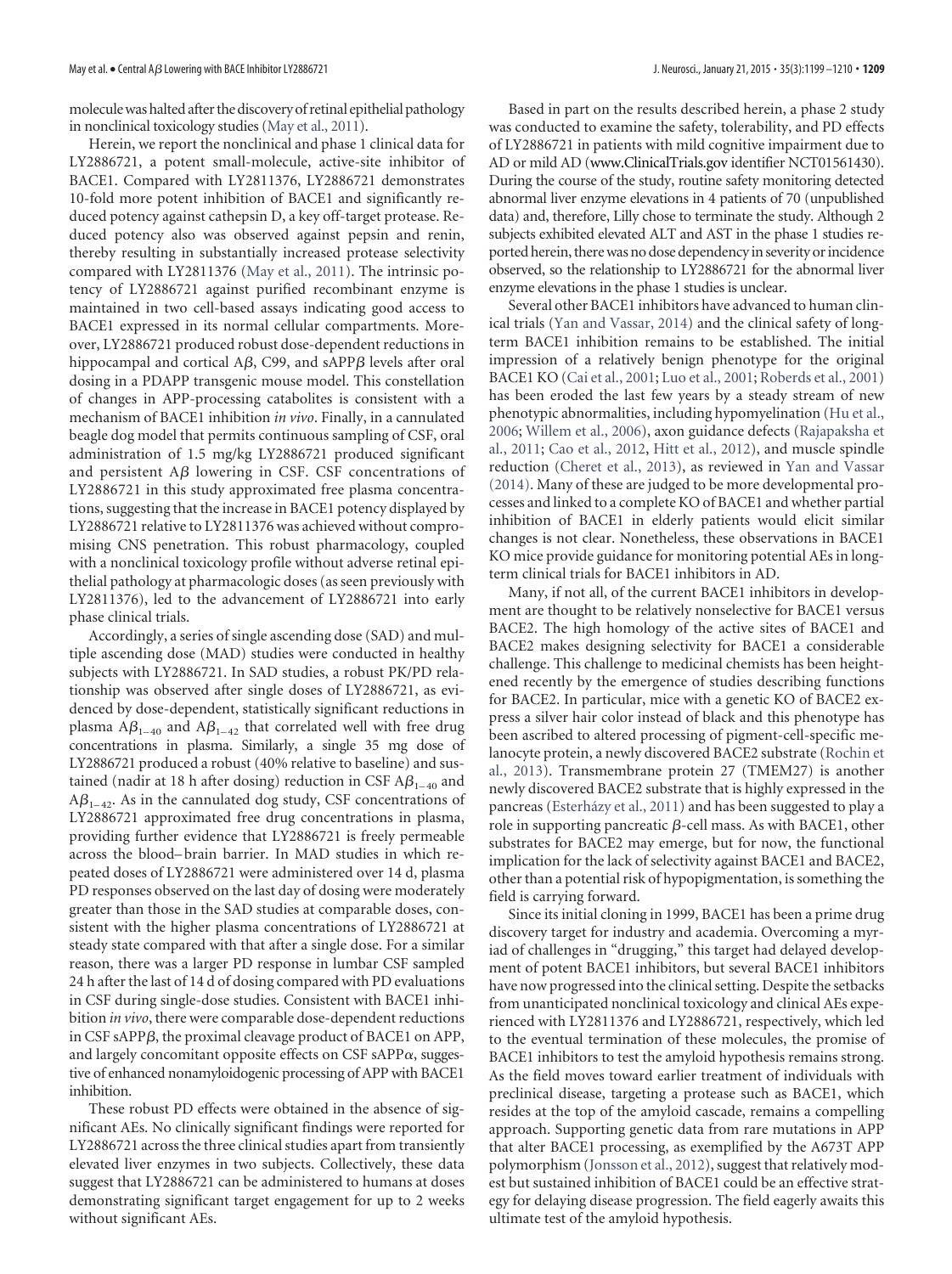molecule was halted after the discovery of retinal epithelial pathology in nonclinical toxicology studies (May et al., 2011).

Herein, we report the nonclinical and phase 1 clinical data for LY2886721, a potent small-molecule, active-site inhibitor of BACE1. Compared with LY2811376, LY2886721 demonstrates 10-fold more potent inhibition of BACE1 and significantly reduced potency against cathepsin D, a key off-target protease. Reduced potency also was observed against pepsin and renin, thereby resulting in substantially increased protease selectivity compared with LY2811376 (May et al., 2011). The intrinsic potency of LY2886721 against purified recombinant enzyme is maintained in two cell-based assays indicating good access to BACE1 expressed in its normal cellular compartments. Moreover, LY2886721 produced robust dose-dependent reductions in hippocampal and cortical A$\beta$, C99, and sAPP$\beta$ levels after oral dosing in a PDAPP transgenic mouse model. This constellation of changes in APP-processing catabolites is consistent with a mechanism of BACE1 inhibition *in vivo*. Finally, in a cannulated beagle dog model that permits continuous sampling of CSF, oral administration of 1.5 mg/kg LY2886721 produced significant and persistent A$\beta$ lowering in CSF. CSF concentrations of LY2886721 in this study approximated free plasma concentrations, suggesting that the increase in BACE1 potency displayed by LY2886721 relative to LY2811376 was achieved without compromising CNS penetration. This robust pharmacology, coupled with a nonclinical toxicology profile without adverse retinal epithelial pathology at pharmacologic doses (as seen previously with LY2811376), led to the advancement of LY2886721 into early phase clinical trials.

Accordingly, a series of single ascending dose (SAD) and multiple ascending dose (MAD) studies were conducted in healthy subjects with LY2886721. In SAD studies, a robust PK/PD relationship was observed after single doses of LY2886721, as evidenced by dose-dependent, statistically significant reductions in plasma $A\beta_{1-40}$ and $A\beta_{1-42}$ that correlated well with free drug concentrations in plasma. Similarly, a single 35 mg dose of LY2886721 produced a robust (40% relative to baseline) and sustained (nadir at 18 h after dosing) reduction in CSF $A\beta_{1-40}$ and $A\beta_{1-42}$. As in the cannulated dog study, CSF concentrations of LY2886721 approximated free drug concentrations in plasma, providing further evidence that LY2886721 is freely permeable across the blood–brain barrier. In MAD studies in which repeated doses of LY2886721 were administered over 14 d, plasma PD responses observed on the last day of dosing were moderately greater than those in the SAD studies at comparable doses, consistent with the higher plasma concentrations of LY2886721 at steady state compared with that after a single dose. For a similar reason, there was a larger PD response in lumbar CSF sampled 24 h after the last of 14 d of dosing compared with PD evaluations in CSF during single-dose studies. Consistent with BACE1 inhibition *in vivo*, there were comparable dose-dependent reductions in CSF sAPP$\beta$, the proximal cleavage product of BACE1 on APP, and largely concomitant opposite effects on CSF sAPP$\alpha$, suggestive of enhanced nonamyloidogenic processing of APP with BACE1 inhibition.

These robust PD effects were obtained in the absence of significant AEs. No clinically significant findings were reported for LY2886721 across the three clinical studies apart from transiently elevated liver enzymes in two subjects. Collectively, these data suggest that LY2886721 can be administered to humans at doses demonstrating significant target engagement for up to 2 weeks without significant AEs.

Based in part on the results described herein, a phase 2 study was conducted to examine the safety, tolerability, and PD effects of LY2886721 in patients with mild cognitive impairment due to AD or mild AD (www.ClinicalTrials.gov identifier NCT01561430). During the course of the study, routine safety monitoring detected abnormal liver enzyme elevations in 4 patients of 70 (unpublished data) and, therefore, Lilly chose to terminate the study. Although 2 subjects exhibited elevated ALT and AST in the phase 1 studies reported herein, there was no dose dependency in severity or incidence observed, so the relationship to LY2886721 for the abnormal liver enzyme elevations in the phase 1 studies is unclear.

Several other BACE1 inhibitors have advanced to human clinical trials (Yan and Vassar, 2014) and the clinical safety of long-term BACE1 inhibition remains to be established. The initial impression of a relatively benign phenotype for the original BACE1 KO (Cai et al., 2001; Luo et al., 2001; Roberds et al., 2001) has been eroded the last few years by a steady stream of new phenotypic abnormalities, including hypomyelination (Hu et al., 2006; Willem et al., 2006), axon guidance defects (Rajapaksha et al., 2011; Cao et al., 2012, Hitt et al., 2012), and muscle spindle reduction (Cheret et al., 2013), as reviewed in Yan and Vassar (2014). Many of these are judged to be more developmental processes and linked to a complete KO of BACE1 and whether partial inhibition of BACE1 in elderly patients would elicit similar changes is not clear. Nonetheless, these observations in BACE1 KO mice provide guidance for monitoring potential AEs in long-term clinical trials for BACE1 inhibitors in AD.

Many, if not all, of the current BACE1 inhibitors in development are thought to be relatively nonselective for BACE1 versus BACE2. The high homology of the active sites of BACE1 and BACE2 makes designing selectivity for BACE1 a considerable challenge. This challenge to medicinal chemists has been heightened recently by the emergence of studies describing functions for BACE2. In particular, mice with a genetic KO of BACE2 express a silver hair color instead of black and this phenotype has been ascribed to altered processing of pigment-cell-specific melanocyte protein, a newly discovered BACE2 substrate (Rochin et al., 2013). Transmembrane protein 27 (TMEM27) is another newly discovered BACE2 substrate that is highly expressed in the pancreas (Esterházy et al., 2011) and has been suggested to play a role in supporting pancreatic $\beta$-cell mass. As with BACE1, other substrates for BACE2 may emerge, but for now, the functional implication for the lack of selectivity against BACE1 and BACE2, other than a potential risk of hypopigmentation, is something the field is carrying forward.

Since its initial cloning in 1999, BACE1 has been a prime drug discovery target for industry and academia. Overcoming a myriad of challenges in "drugging," this target had delayed development of potent BACE1 inhibitors, but several BACE1 inhibitors have now progressed into the clinical setting. Despite the setbacks from unanticipated nonclinical toxicology and clinical AEs experienced with LY2811376 and LY2886721, respectively, which led to the eventual termination of these molecules, the promise of BACE1 inhibitors to test the amyloid hypothesis remains strong. As the field moves toward earlier treatment of individuals with preclinical disease, targeting a protease such as BACE1, which resides at the top of the amyloid cascade, remains a compelling approach. Supporting genetic data from rare mutations in APP that alter BACE1 processing, as exemplified by the A673T APP polymorphism (Jonsson et al., 2012), suggest that relatively modest but sustained inhibition of BACE1 could be an effective strategy for delaying disease progression. The field eagerly awaits this ultimate test of the amyloid hypothesis.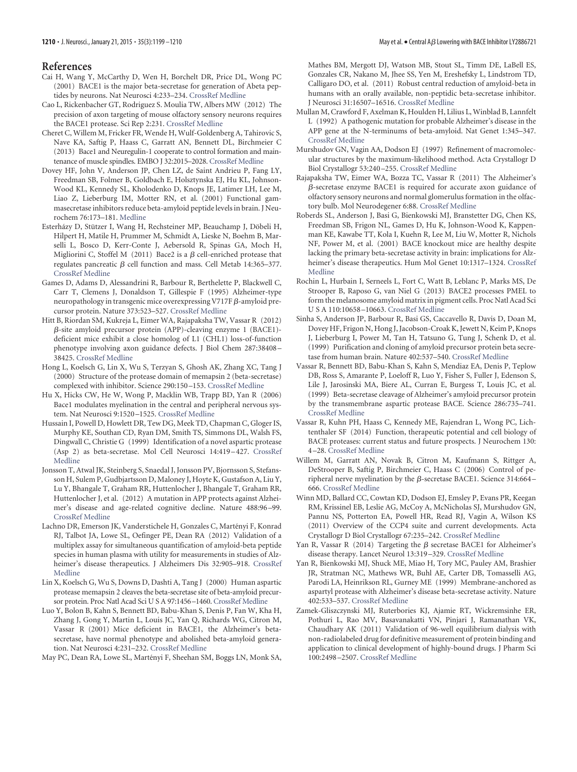## References

Cai H, Wang Y, McCarthy D, Wen H, Borchelt DR, Price DL, Wong PC (2001) BACE1 is the major beta-secretase for generation of Abeta peptides by neurons. Nat Neurosci 4:233–234. CrossRef Medline

Cao L, Rickenbacher GT, Rodriguez S, Moulia TW, Albers MW (2012) The precision of axon targeting of mouse olfactory sensory neurons requires the BACE1 protease. Sci Rep 2:231. CrossRef Medline

Cheret C, Willem M, Fricker FR, Wende H, Wulf-Goldenberg A, Tahirovic S, Nave KA, Saftig P, Haass C, Garratt AN, Bennett DL, Birchmeier C (2013) Bace1 and Neuregulin-1 cooperate to control formation and maintenance of muscle spindles. EMBO J 32:2015–2028. CrossRef Medline

Dovey HF, John V, Anderson JP, Chen LZ, de Saint Andrieu P, Fang LY, Freedman SB, Folmer B, Goldbach E, Holsztynska EJ, Hu KL, Johnson-Wood KL, Kennedy SL, Kholodenko D, Knops JE, Latimer LH, Lee M, Liao Z, Lieberburg IM, Motter RN, et al. (2001) Functional gamma-secretase inhibitors reduce beta-amyloid peptide levels in brain. J Neurochem 76:173–181. Medline

Esterházy D, Stützer I, Wang H, Rechsteiner MP, Beauchamp J, Döbeli H, Hilpert H, Matile H, Prummer M, Schmidt A, Lieske N, Boehm B, Marselli L, Bosco D, Kerr-Conte J, Aebersold R, Spinas GA, Moch H, Migliorini C, Stoffel M (2011) Bace2 is a β cell-enriched protease that regulates pancreatic β cell function and mass. Cell Metab 14:365–377. CrossRef Medline

Games D, Adams D, Alessandrini R, Barbour R, Berthelette P, Blackwell C, Carr T, Clemens J, Donaldson T, Gillespie F (1995) Alzheimer-type neuropathology in transgenic mice overexpressing V717F β-amyloid precursor protein. Nature 373:523–527. CrossRef Medline

Hitt B, Riordan SM, Kukreja L, Eimer WA, Rajapaksha TW, Vassar R (2012) β-site amyloid precursor protein (APP)-cleaving enzyme 1 (BACE1)-deficient mice exhibit a close homolog of L1 (CHL1) loss-of-function phenotype involving axon guidance defects. J Biol Chem 287:38408–38425. CrossRef Medline

Hong L, Koelsch G, Lin X, Wu S, Terzyan S, Ghosh AK, Zhang XC, Tang J (2000) Structure of the protease domain of memapsin 2 (beta-secretase) complexed with inhibitor. Science 290:150–153. CrossRef Medline

Hu X, Hicks CW, He W, Wong P, Macklin WB, Trapp BD, Yan R (2006) Bace1 modulates myelination in the central and peripheral nervous system. Nat Neurosci 9:1520–1525. CrossRef Medline

Hussain I, Powell D, Howlett DR, Tew DG, Meek TD, Chapman C, Gloger IS, Murphy KE, Southan CD, Ryan DM, Smith TS, Simmons DL, Walsh FS, Dingwall C, Christie G (1999) Identification of a novel aspartic protease (Asp 2) as beta-secretase. Mol Cell Neurosci 14:419–427. CrossRef Medline

Jonsson T, Atwal JK, Steinberg S, Snaedal J, Jonsson PV, Bjornsson S, Stefansson H, Sulem P, Gudbjartsson D, Maloney J, Hoyte K, Gustafson A, Liu Y, Lu Y, Bhangale T, Graham RR, Huttenlocher J, Bhangale T, Graham RR, Huttenlocher J, et al. (2012) A mutation in APP protects against Alzheimer's disease and age-related cognitive decline. Nature 488:96–99. CrossRef Medline

Lachno DR, Emerson JK, Vanderstichele H, Gonzales C, Martényi F, Konrad RJ, Talbot JA, Lowe SL, Oefinger PE, Dean RA (2012) Validation of a multiplex assay for simultaneous quantification of amyloid-beta peptide species in human plasma with utility for measurements in studies of Alzheimer's disease therapeutics. J Alzheimers Dis 32:905–918. CrossRef Medline

Lin X, Koelsch G, Wu S, Downs D, Dashti A, Tang J (2000) Human aspartic protease memapsin 2 cleaves the beta-secretase site of beta-amyloid precursor protein. Proc Natl Acad Sci U S A 97:1456–1460. CrossRef Medline

Luo Y, Bolon B, Kahn S, Bennett BD, Babu-Khan S, Denis P, Fan W, Kha H, Zhang J, Gong Y, Martin L, Louis JC, Yan Q, Richards WG, Citron M, Vassar R (2001) Mice deficient in BACE1, the Alzheimer's beta-secretase, have normal phenotype and abolished beta-amyloid generation. Nat Neurosci 4:231–232. CrossRef Medline

May PC, Dean RA, Lowe SL, Martényi F, Sheehan SM, Boggs LN, Monk SA, Mathes BM, Mergott DJ, Watson BM, Stout SL, Timm DE, LaBell ES, Gonzales CR, Nakano M, Jhee SS, Yen M, Ereshefsky L, Lindstrom TD, Calligaro DO, et al. (2011) Robust central reduction of amyloid-beta in humans with an orally available, non-peptidic beta-secretase inhibitor. J Neurosci 31:16507–16516. CrossRef Medline

Mullan M, Crawford F, Axelman K, Houlden H, Lilius L, Winblad B, Lannfelt L (1992) A pathogenic mutation for probable Alzheimer's disease in the APP gene at the N-terminuns of beta-amyloid. Nat Genet 1:345–347. CrossRef Medline

Murshudov GN, Vagin AA, Dodson EJ (1997) Refinement of macromolecular structures by the maximum-likelihood method. Acta Crystallogr D Biol Crystallogr 53:240–255. CrossRef Medline

Rajapaksha TW, Eimer WA, Bozza TC, Vassar R (2011) The Alzheimer's β-secretase enzyme BACE1 is required for accurate axon guidance of olfactory sensory neurons and normal glomerulus formation in the olfactory bulb. Mol Neurodegener 6:88. CrossRef Medline

Roberds SL, Anderson J, Basi G, Bienkowski MJ, Branstetter DG, Chen KS, Freedman SB, Frigon NL, Games D, Hu K, Johnson-Wood K, Kappenman KE, Kawabe TT, Kola I, Kuehn R, Lee M, Liu W, Motter R, Nichols NF, Power M, et al. (2001) BACE knockout mice are healthy despite lacking the primary beta-secretase activity in brain: implications for Alzheimer's disease therapeutics. Hum Mol Genet 10:1317–1324. CrossRef Medline

Rochin L, Hurbain I, Serneels L, Fort C, Watt B, Leblanc P, Marks MS, De Strooper B, Raposo G, van Niel G (2013) BACE2 processes PMEL to form the melanosome amyloid matrix in pigment cells. Proc Natl Acad Sci U S A 110:10658–10663. CrossRef Medline

Sinha S, Anderson JP, Barbour R, Basi GS, Caccavello R, Davis D, Doan M, Dovey HF, Frigon N, Hong J, Jacobson-Croak K, Jewett N, Keim P, Knops J, Lieberburg I, Power M, Tan H, Tatsuno G, Tung J, Schenk D, et al. (1999) Purification and cloning of amyloid precursor protein beta secretase from human brain. Nature 402:537–540. CrossRef Medline

Vassar R, Bennett BD, Babu-Khan S, Kahn S, Mendiaz EA, Denis P, Teplow DB, Ross S, Amarante P, Loeloff R, Luo Y, Fisher S, Fuller J, Edenson S, Lile J, Jarosinski MA, Biere AL, Curran E, Burgess T, Louis JC, et al. (1999) Beta-secretase cleavage of Alzheimer's amyloid precursor protein by the transmembrane aspartic protease BACE. Science 286:735–741. CrossRef Medline

Vassar R, Kuhn PH, Haass C, Kennedy ME, Rajendran L, Wong PC, Lichtenthaler SF (2014) Function, therapeutic potential and cell biology of BACE proteases: current status and future prospects. J Neurochem 130:4–28. CrossRef Medline

Willem M, Garratt AN, Novak B, Citron M, Kaufmann S, Rittger A, DeStrooper B, Saftig P, Birchmeier C, Haass C (2006) Control of peripheral nerve myelination by the β-secretase BACE1. Science 314:664–666. CrossRef Medline

Winn MD, Ballard CC, Cowtan KD, Dodson EJ, Emsley P, Evans PR, Keegan RM, Krissinel EB, Leslie AG, McCoy A, McNicholas SJ, Murshudov GN, Pannu NS, Potterton EA, Powell HR, Read RJ, Vagin A, Wilson KS (2011) Overview of the CCP4 suite and current developments. Acta Crystallogr D Biol Crystallogr 67:235–242. CrossRef Medline

Yan R, Vassar R (2014) Targeting the β secretase BACE1 for Alzheimer's disease therapy. Lancet Neurol 13:319–329. CrossRef Medline

Yan R, Bienkowski MJ, Shuck ME, Miao H, Tory MC, Pauley AM, Brashier JR, Stratman NC, Mathews WR, Buhl AE, Carter DB, Tomasselli AG, Parodi LA, Heinrikson RL, Gurney ME (1999) Membrane-anchored as aspartyl protease with Alzheimer's disease beta-secretase activity. Nature 402:533–537. CrossRef Medline

Zamek-Gliszczynski MJ, Ruterbories KJ, Ajamie RT, Wickremsinhe ER, Pothuri L, Rao MV, Basavanakatti VN, Pinjari J, Ramanathan VK, Chaudhary AK (2011) Validation of 96-well equilibrium dialysis with non-radiolabeled drug for definitive measurement of protein binding and application to clinical development of highly-bound drugs. J Pharm Sci 100:2498–2507. CrossRef Medline